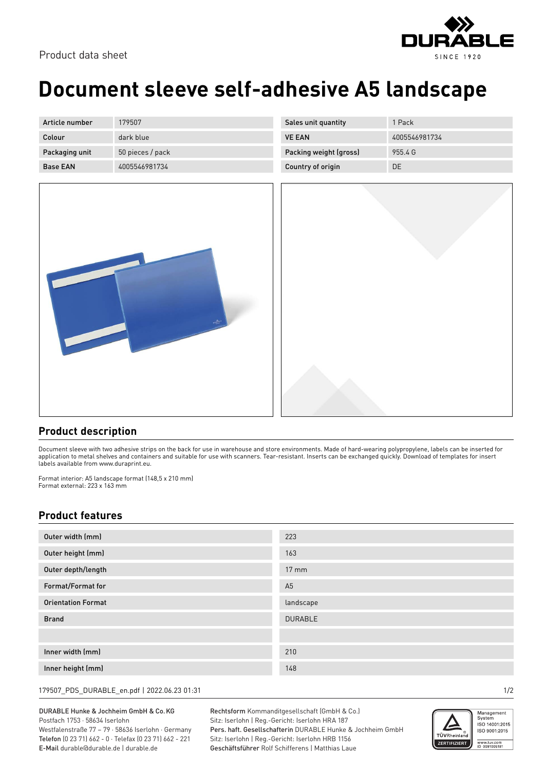Product data sheet

# Document sleeve self-adhesive A5 landscape

| Article number | 179507 | Sales unit quantity | 1 Pack |
|---|---|---|---|
| Colour | dark blue | VE EAN | 4005546981734 |
| Packaging unit | 50 pieces / pack | Packing weight (gross) | 955.4 G |
| Base EAN | 4005546981734 | Country of origin | DE |

## Product description

Document sleeve with two adhesive strips on the back for use in warehouse and store environments. Made of hard-wearing polypropylene, labels can be inserted for application to metal shelves and containers and suitable for use with scanners. Tear-resistant. Inserts can be exchanged quickly. Download of templates for insert labels available from www.duraprint.eu.

Format interior: A5 landscape format (148,5 x 210 mm)
Format external: 223 x 163 mm

## Product features

| | |
|---|---|
| Outer width (mm) | 223 |
| Outer height (mm) | 163 |
| Outer depth/length | 17 mm |
| Format/Format for | A5 |
| Orientation Format | landscape |
| Brand | DURABLE |
| | |
| Inner width (mm) | 210 |
| Inner height (mm) | 148 |

179507_PDS_DURABLE_en.pdf | 2022.06.23 01:31

**DURABLE Hunke & Jochheim GmbH & Co. KG**
Postfach 1753 · 58634 Iserlohn
Westfalenstraße 77 – 79 · 58636 Iserlohn · Germany
**Telefon** (0 23 71) 662 - 0 · Telefax (0 23 71) 662 - 221
**E-Mail** durable@durable.de | durable.de

**Rechtsform** Kommanditgesellschaft (GmbH & Co.)
Sitz: Iserlohn | Reg.-Gericht: Iserlohn HRA 187
**Pers. haft. Gesellschafterin** DURABLE Hunke & Jochheim GmbH
Sitz: Iserlohn | Reg.-Gericht: Iserlohn HRB 1156
**Geschäftsführer** Rolf Schifferens | Matthias Laue

Management System ISO 14001:2015 ISO 9001:2015
www.tuv.com ID 0091006181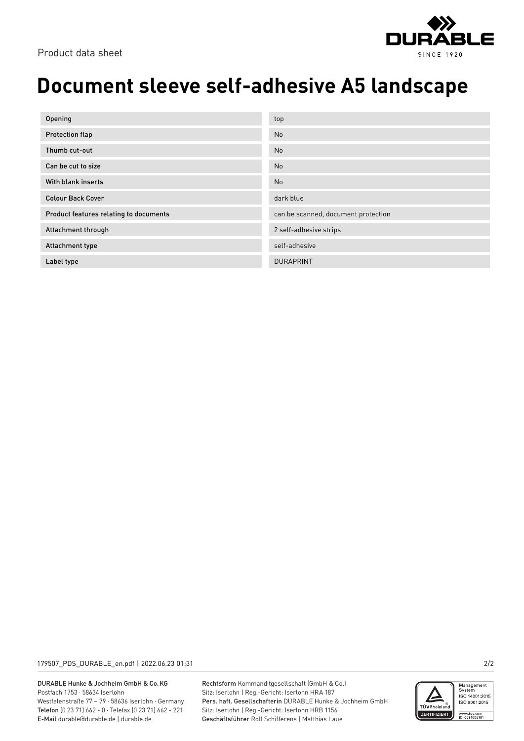# Document sleeve self-adhesive A5 landscape

| | |
|---|---|
| Opening | top |
| Protection flap | No |
| Thumb cut-out | No |
| Can be cut to size | No |
| With blank inserts | No |
| Colour Back Cover | dark blue |
| Product features relating to documents | can be scanned, document protection |
| Attachment through | 2 self-adhesive strips |
| Attachment type | self-adhesive |
| Label type | DURAPRINT |